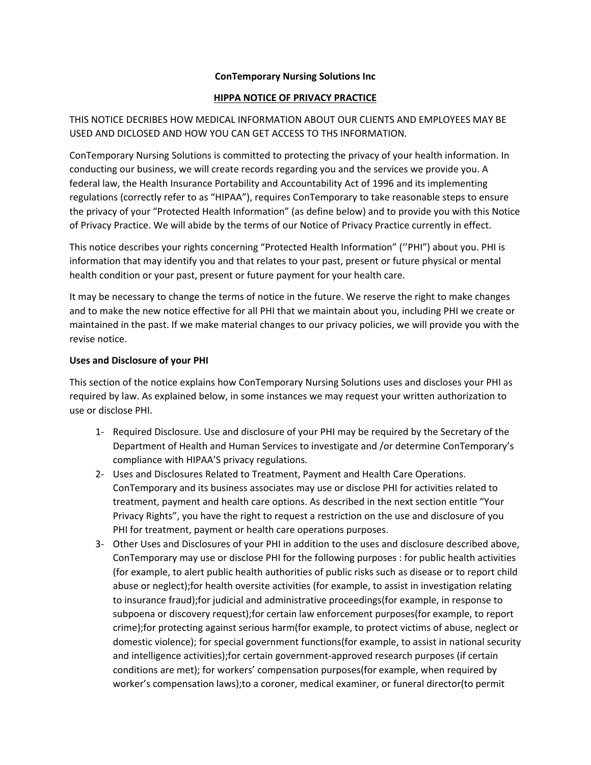**ConTemporary Nursing Solutions Inc**

**HIPPA NOTICE OF PRIVACY PRACTICE**

THIS NOTICE DECRIBES HOW MEDICAL INFORMATION ABOUT OUR CLIENTS AND EMPLOYEES MAY BE USED AND DICLOSED AND HOW YOU CAN GET ACCESS TO THS INFORMATION.

ConTemporary Nursing Solutions is committed to protecting the privacy of your health information. In conducting our business, we will create records regarding you and the services we provide you. A federal law, the Health Insurance Portability and Accountability Act of 1996 and its implementing regulations (correctly refer to as "HIPAA"), requires ConTemporary to take reasonable steps to ensure the privacy of your "Protected Health Information" (as define below) and to provide you with this Notice of Privacy Practice. We will abide by the terms of our Notice of Privacy Practice currently in effect.

This notice describes your rights concerning "Protected Health Information" (''PHI") about you. PHI is information that may identify you and that relates to your past, present or future physical or mental health condition or your past, present or future payment for your health care.

It may be necessary to change the terms of notice in the future. We reserve the right to make changes and to make the new notice effective for all PHI that we maintain about you, including PHI we create or maintained in the past. If we make material changes to our privacy policies, we will provide you with the revise notice.

**Uses and Disclosure of your PHI**

This section of the notice explains how ConTemporary Nursing Solutions uses and discloses your PHI as required by law. As explained below, in some instances we may request your written authorization to use or disclose PHI.

1- Required Disclosure. Use and disclosure of your PHI may be required by the Secretary of the Department of Health and Human Services to investigate and /or determine ConTemporary's compliance with HIPAA'S privacy regulations.
2- Uses and Disclosures Related to Treatment, Payment and Health Care Operations. ConTemporary and its business associates may use or disclose PHI for activities related to treatment, payment and health care options. As described in the next section entitle "Your Privacy Rights", you have the right to request a restriction on the use and disclosure of you PHI for treatment, payment or health care operations purposes.
3- Other Uses and Disclosures of your PHI in addition to the uses and disclosure described above, ConTemporary may use or disclose PHI for the following purposes : for public health activities (for example, to alert public health authorities of public risks such as disease or to report child abuse or neglect);for health oversite activities (for example, to assist in investigation relating to insurance fraud);for judicial and administrative proceedings(for example, in response to subpoena or discovery request);for certain law enforcement purposes(for example, to report crime);for protecting against serious harm(for example, to protect victims of abuse, neglect or domestic violence); for special government functions(for example, to assist in national security and intelligence activities);for certain government-approved research purposes (if certain conditions are met); for workers' compensation purposes(for example, when required by worker's compensation laws);to a coroner, medical examiner, or funeral director(to permit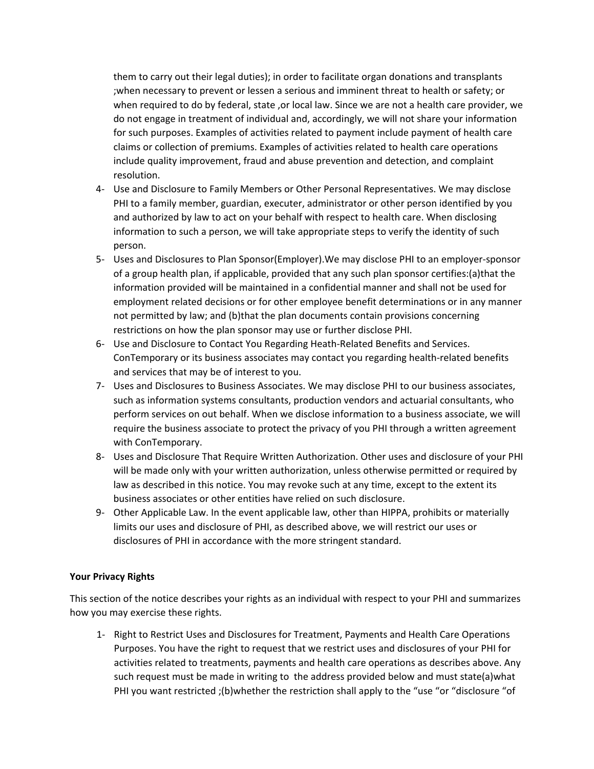them to carry out their legal duties); in order to facilitate organ donations and transplants ;when necessary to prevent or lessen a serious and imminent threat to health or safety; or when required to do by federal, state ,or local law. Since we are not a health care provider, we do not engage in treatment of individual and, accordingly, we will not share your information for such purposes. Examples of activities related to payment include payment of health care claims or collection of premiums. Examples of activities related to health care operations include quality improvement, fraud and abuse prevention and detection, and complaint resolution.

4- Use and Disclosure to Family Members or Other Personal Representatives. We may disclose PHI to a family member, guardian, executer, administrator or other person identified by you and authorized by law to act on your behalf with respect to health care. When disclosing information to such a person, we will take appropriate steps to verify the identity of such person.
5- Uses and Disclosures to Plan Sponsor(Employer).We may disclose PHI to an employer-sponsor of a group health plan, if applicable, provided that any such plan sponsor certifies:(a)that the information provided will be maintained in a confidential manner and shall not be used for employment related decisions or for other employee benefit determinations or in any manner not permitted by law; and (b)that the plan documents contain provisions concerning restrictions on how the plan sponsor may use or further disclose PHI.
6- Use and Disclosure to Contact You Regarding Heath-Related Benefits and Services. ConTemporary or its business associates may contact you regarding health-related benefits and services that may be of interest to you.
7- Uses and Disclosures to Business Associates. We may disclose PHI to our business associates, such as information systems consultants, production vendors and actuarial consultants, who perform services on out behalf. When we disclose information to a business associate, we will require the business associate to protect the privacy of you PHI through a written agreement with ConTemporary.
8- Uses and Disclosure That Require Written Authorization. Other uses and disclosure of your PHI will be made only with your written authorization, unless otherwise permitted or required by law as described in this notice. You may revoke such at any time, except to the extent its business associates or other entities have relied on such disclosure.
9- Other Applicable Law. In the event applicable law, other than HIPPA, prohibits or materially limits our uses and disclosure of PHI, as described above, we will restrict our uses or disclosures of PHI in accordance with the more stringent standard.

**Your Privacy Rights**

This section of the notice describes your rights as an individual with respect to your PHI and summarizes how you may exercise these rights.

1- Right to Restrict Uses and Disclosures for Treatment, Payments and Health Care Operations Purposes. You have the right to request that we restrict uses and disclosures of your PHI for activities related to treatments, payments and health care operations as describes above. Any such request must be made in writing to the address provided below and must state(a)what PHI you want restricted ;(b)whether the restriction shall apply to the "use "or "disclosure "of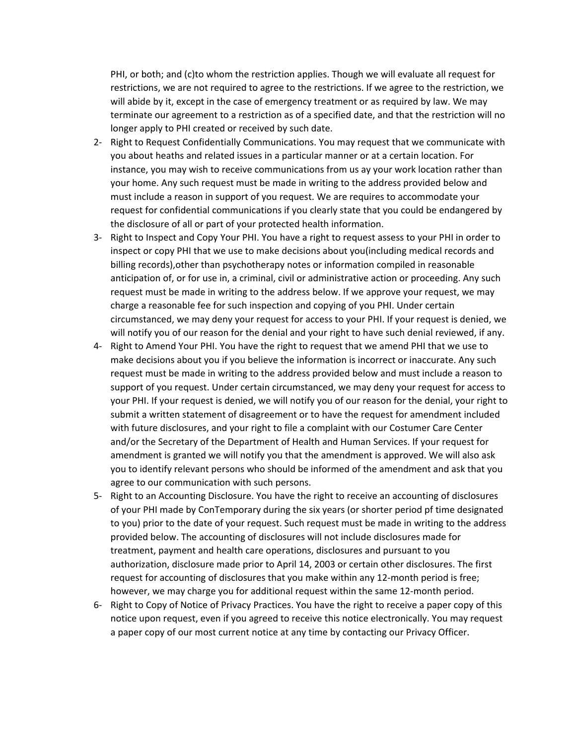PHI, or both; and (c)to whom the restriction applies. Though we will evaluate all request for restrictions, we are not required to agree to the restrictions. If we agree to the restriction, we will abide by it, except in the case of emergency treatment or as required by law. We may terminate our agreement to a restriction as of a specified date, and that the restriction will no longer apply to PHI created or received by such date.

2- Right to Request Confidentially Communications. You may request that we communicate with you about heaths and related issues in a particular manner or at a certain location. For instance, you may wish to receive communications from us ay your work location rather than your home. Any such request must be made in writing to the address provided below and must include a reason in support of you request. We are requires to accommodate your request for confidential communications if you clearly state that you could be endangered by the disclosure of all or part of your protected health information.

3- Right to Inspect and Copy Your PHI. You have a right to request assess to your PHI in order to inspect or copy PHI that we use to make decisions about you(including medical records and billing records),other than psychotherapy notes or information compiled in reasonable anticipation of, or for use in, a criminal, civil or administrative action or proceeding. Any such request must be made in writing to the address below. If we approve your request, we may charge a reasonable fee for such inspection and copying of you PHI. Under certain circumstanced, we may deny your request for access to your PHI. If your request is denied, we will notify you of our reason for the denial and your right to have such denial reviewed, if any.

4- Right to Amend Your PHI. You have the right to request that we amend PHI that we use to make decisions about you if you believe the information is incorrect or inaccurate. Any such request must be made in writing to the address provided below and must include a reason to support of you request. Under certain circumstanced, we may deny your request for access to your PHI. If your request is denied, we will notify you of our reason for the denial, your right to submit a written statement of disagreement or to have the request for amendment included with future disclosures, and your right to file a complaint with our Costumer Care Center and/or the Secretary of the Department of Health and Human Services. If your request for amendment is granted we will notify you that the amendment is approved. We will also ask you to identify relevant persons who should be informed of the amendment and ask that you agree to our communication with such persons.

5- Right to an Accounting Disclosure. You have the right to receive an accounting of disclosures of your PHI made by ConTemporary during the six years (or shorter period pf time designated to you) prior to the date of your request. Such request must be made in writing to the address provided below. The accounting of disclosures will not include disclosures made for treatment, payment and health care operations, disclosures and pursuant to you authorization, disclosure made prior to April 14, 2003 or certain other disclosures. The first request for accounting of disclosures that you make within any 12-month period is free; however, we may charge you for additional request within the same 12-month period.

6- Right to Copy of Notice of Privacy Practices. You have the right to receive a paper copy of this notice upon request, even if you agreed to receive this notice electronically. You may request a paper copy of our most current notice at any time by contacting our Privacy Officer.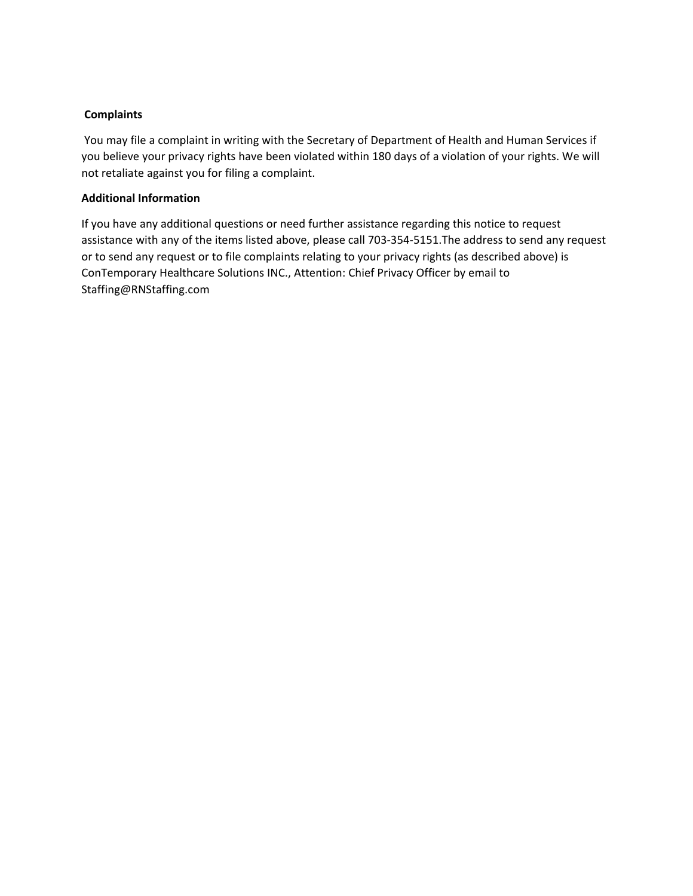**Complaints**

You may file a complaint in writing with the Secretary of Department of Health and Human Services if you believe your privacy rights have been violated within 180 days of a violation of your rights. We will not retaliate against you for filing a complaint.

**Additional Information**

If you have any additional questions or need further assistance regarding this notice to request assistance with any of the items listed above, please call 703-354-5151.The address to send any request or to send any request or to file complaints relating to your privacy rights (as described above) is ConTemporary Healthcare Solutions INC., Attention: Chief Privacy Officer by email to Staffing@RNStaffing.com